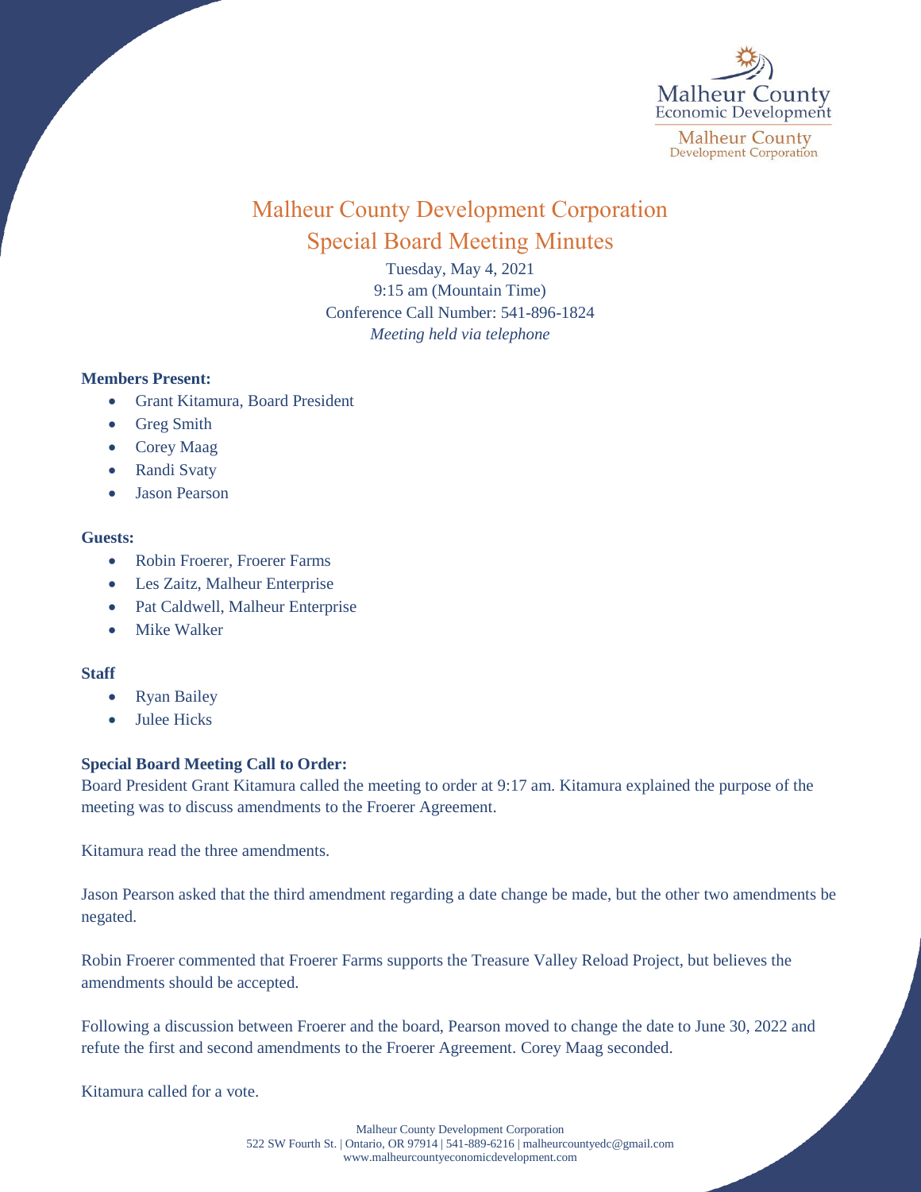# Malheur County Development Corporation

## Special Board Meeting Minutes

Tuesday, May 4, 2021
9:15 am (Mountain Time)
Conference Call Number: 541-896-1824
*Meeting held via telephone*

**Members Present:**

- Grant Kitamura, Board President
- Greg Smith
- Corey Maag
- Randi Svaty
- Jason Pearson

**Guests:**

- Robin Froerer, Froerer Farms
- Les Zaitz, Malheur Enterprise
- Pat Caldwell, Malheur Enterprise
- Mike Walker

**Staff**

- Ryan Bailey
- Julee Hicks

**Special Board Meeting Call to Order:**
Board President Grant Kitamura called the meeting to order at 9:17 am. Kitamura explained the purpose of the meeting was to discuss amendments to the Froerer Agreement.

Kitamura read the three amendments.

Jason Pearson asked that the third amendment regarding a date change be made, but the other two amendments be negated.

Robin Froerer commented that Froerer Farms supports the Treasure Valley Reload Project, but believes the amendments should be accepted.

Following a discussion between Froerer and the board, Pearson moved to change the date to June 30, 2022 and refute the first and second amendments to the Froerer Agreement. Corey Maag seconded.

Kitamura called for a vote.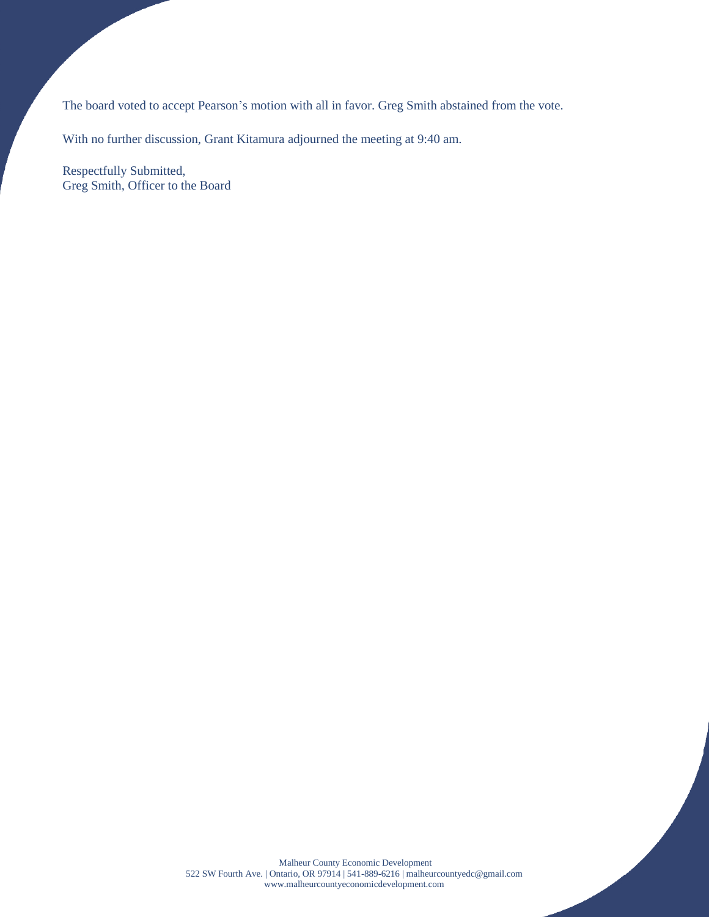The board voted to accept Pearson's motion with all in favor. Greg Smith abstained from the vote.

With no further discussion, Grant Kitamura adjourned the meeting at 9:40 am.

Respectfully Submitted,
Greg Smith, Officer to the Board